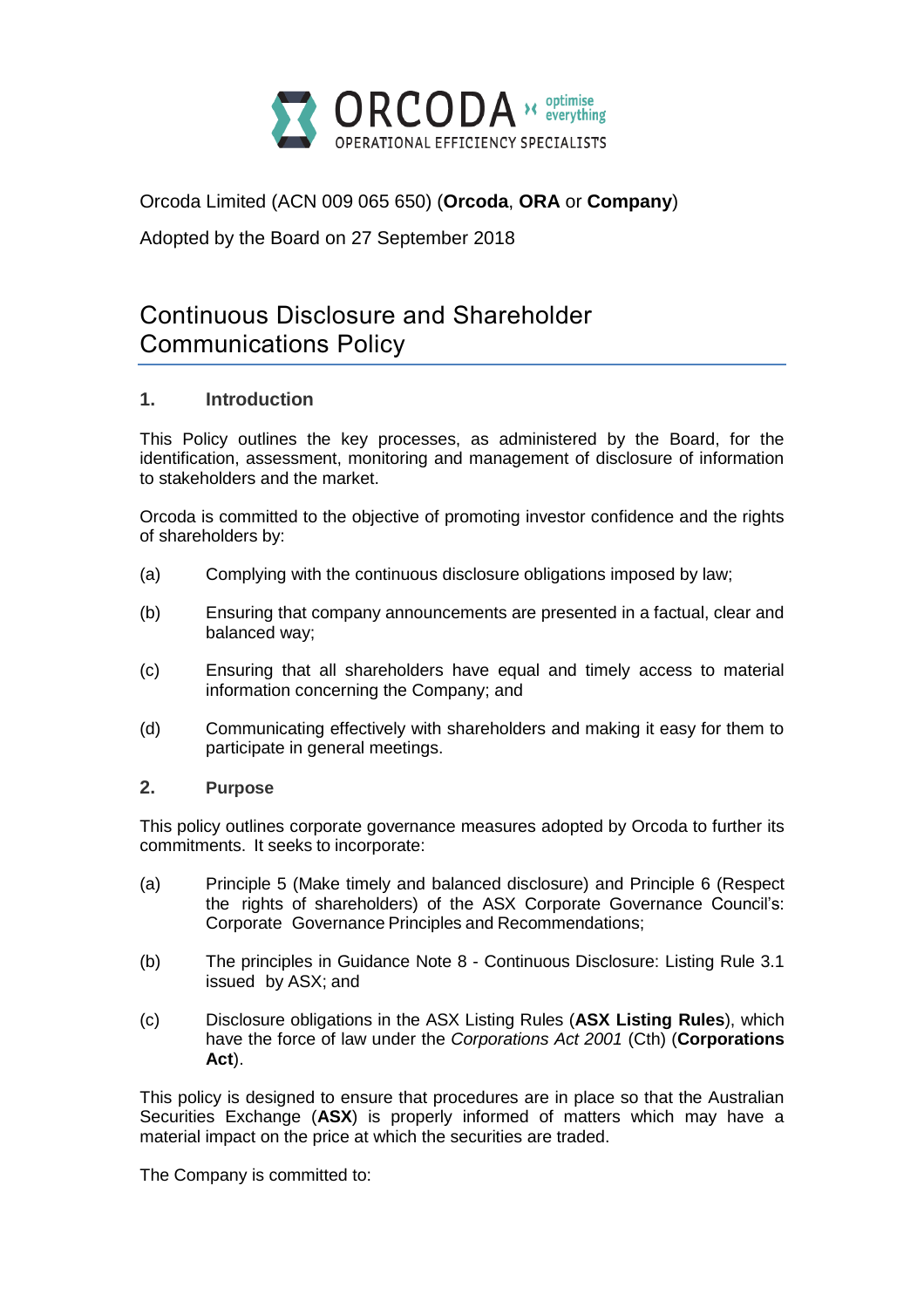Orcoda Limited (ACN 009 065 650) (**Orcoda**, **ORA** or **Company**)

Adopted by the Board on 27 September 2018

# Continuous Disclosure and Shareholder Communications Policy

## 1. Introduction

This Policy outlines the key processes, as administered by the Board, for the identification, assessment, monitoring and management of disclosure of information to stakeholders and the market.

Orcoda is committed to the objective of promoting investor confidence and the rights of shareholders by:

(a) Complying with the continuous disclosure obligations imposed by law;

(b) Ensuring that company announcements are presented in a factual, clear and balanced way;

(c) Ensuring that all shareholders have equal and timely access to material information concerning the Company; and

(d) Communicating effectively with shareholders and making it easy for them to participate in general meetings.

## 2. Purpose

This policy outlines corporate governance measures adopted by Orcoda to further its commitments. It seeks to incorporate:

(a) Principle 5 (Make timely and balanced disclosure) and Principle 6 (Respect the rights of shareholders) of the ASX Corporate Governance Council's: Corporate Governance Principles and Recommendations;

(b) The principles in Guidance Note 8 - Continuous Disclosure: Listing Rule 3.1 issued by ASX; and

(c) Disclosure obligations in the ASX Listing Rules (**ASX Listing Rules**), which have the force of law under the *Corporations Act 2001* (Cth) (**Corporations Act**).

This policy is designed to ensure that procedures are in place so that the Australian Securities Exchange (**ASX**) is properly informed of matters which may have a material impact on the price at which the securities are traded.

The Company is committed to: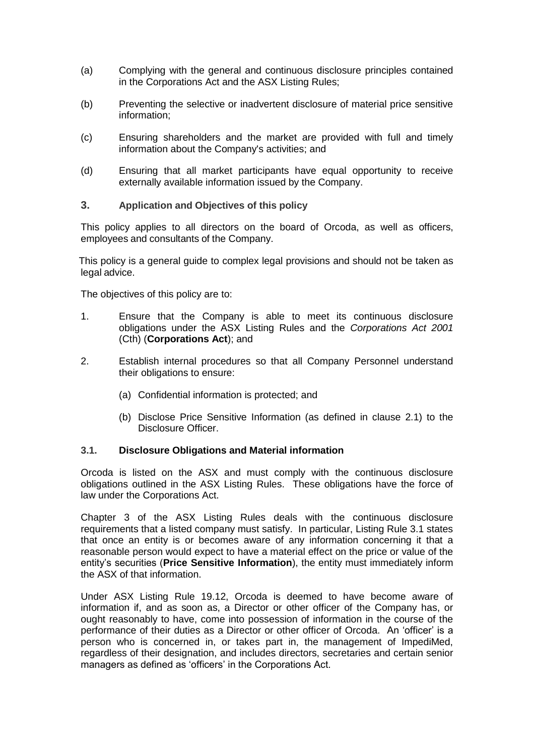(a) Complying with the general and continuous disclosure principles contained in the Corporations Act and the ASX Listing Rules;

(b) Preventing the selective or inadvertent disclosure of material price sensitive information;

(c) Ensuring shareholders and the market are provided with full and timely information about the Company's activities; and

(d) Ensuring that all market participants have equal opportunity to receive externally available information issued by the Company.

## 3. Application and Objectives of this policy

This policy applies to all directors on the board of Orcoda, as well as officers, employees and consultants of the Company.

This policy is a general guide to complex legal provisions and should not be taken as legal advice.

The objectives of this policy are to:

1. Ensure that the Company is able to meet its continuous disclosure obligations under the ASX Listing Rules and the *Corporations Act 2001* (Cth) (**Corporations Act**); and

2. Establish internal procedures so that all Company Personnel understand their obligations to ensure:

   (a) Confidential information is protected; and

   (b) Disclose Price Sensitive Information (as defined in clause 2.1) to the Disclosure Officer.

### 3.1. Disclosure Obligations and Material information

Orcoda is listed on the ASX and must comply with the continuous disclosure obligations outlined in the ASX Listing Rules. These obligations have the force of law under the Corporations Act.

Chapter 3 of the ASX Listing Rules deals with the continuous disclosure requirements that a listed company must satisfy. In particular, Listing Rule 3.1 states that once an entity is or becomes aware of any information concerning it that a reasonable person would expect to have a material effect on the price or value of the entity's securities (**Price Sensitive Information**), the entity must immediately inform the ASX of that information.

Under ASX Listing Rule 19.12, Orcoda is deemed to have become aware of information if, and as soon as, a Director or other officer of the Company has, or ought reasonably to have, come into possession of information in the course of the performance of their duties as a Director or other officer of Orcoda. An 'officer' is a person who is concerned in, or takes part in, the management of ImpediMed, regardless of their designation, and includes directors, secretaries and certain senior managers as defined as 'officers' in the Corporations Act.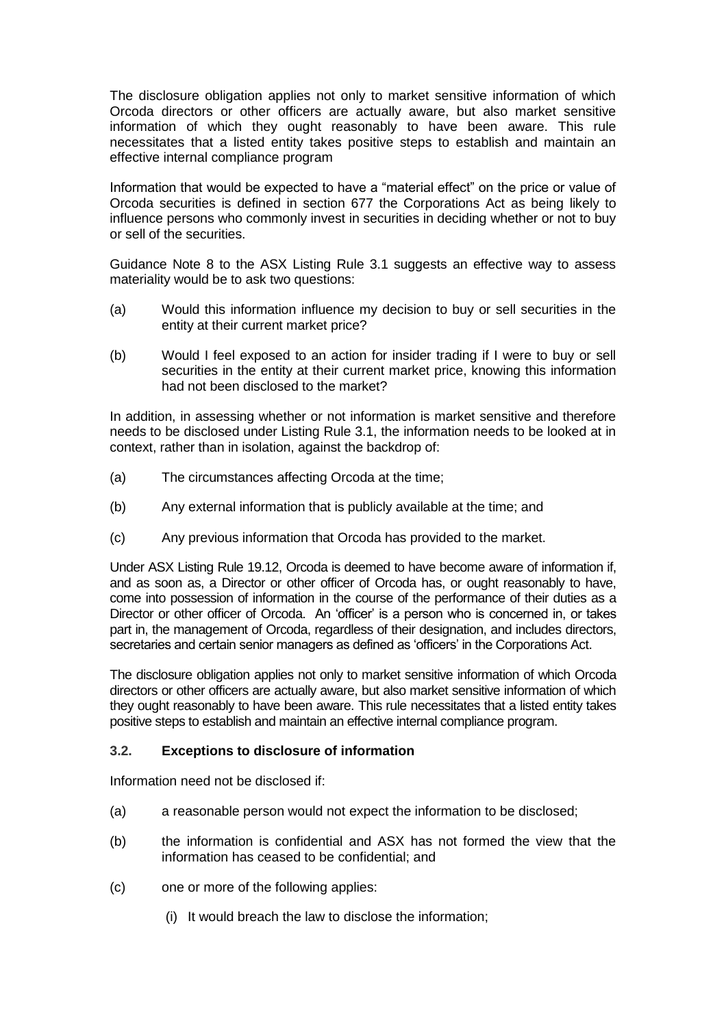The disclosure obligation applies not only to market sensitive information of which Orcoda directors or other officers are actually aware, but also market sensitive information of which they ought reasonably to have been aware. This rule necessitates that a listed entity takes positive steps to establish and maintain an effective internal compliance program

Information that would be expected to have a "material effect" on the price or value of Orcoda securities is defined in section 677 the Corporations Act as being likely to influence persons who commonly invest in securities in deciding whether or not to buy or sell of the securities.

Guidance Note 8 to the ASX Listing Rule 3.1 suggests an effective way to assess materiality would be to ask two questions:

(a) Would this information influence my decision to buy or sell securities in the entity at their current market price?

(b) Would I feel exposed to an action for insider trading if I were to buy or sell securities in the entity at their current market price, knowing this information had not been disclosed to the market?

In addition, in assessing whether or not information is market sensitive and therefore needs to be disclosed under Listing Rule 3.1, the information needs to be looked at in context, rather than in isolation, against the backdrop of:

(a) The circumstances affecting Orcoda at the time;

(b) Any external information that is publicly available at the time; and

(c) Any previous information that Orcoda has provided to the market.

Under ASX Listing Rule 19.12, Orcoda is deemed to have become aware of information if, and as soon as, a Director or other officer of Orcoda has, or ought reasonably to have, come into possession of information in the course of the performance of their duties as a Director or other officer of Orcoda. An 'officer' is a person who is concerned in, or takes part in, the management of Orcoda, regardless of their designation, and includes directors, secretaries and certain senior managers as defined as 'officers' in the Corporations Act.

The disclosure obligation applies not only to market sensitive information of which Orcoda directors or other officers are actually aware, but also market sensitive information of which they ought reasonably to have been aware. This rule necessitates that a listed entity takes positive steps to establish and maintain an effective internal compliance program.

### 3.2. Exceptions to disclosure of information

Information need not be disclosed if:

(a) a reasonable person would not expect the information to be disclosed;

(b) the information is confidential and ASX has not formed the view that the information has ceased to be confidential; and

(c) one or more of the following applies:

(i) It would breach the law to disclose the information;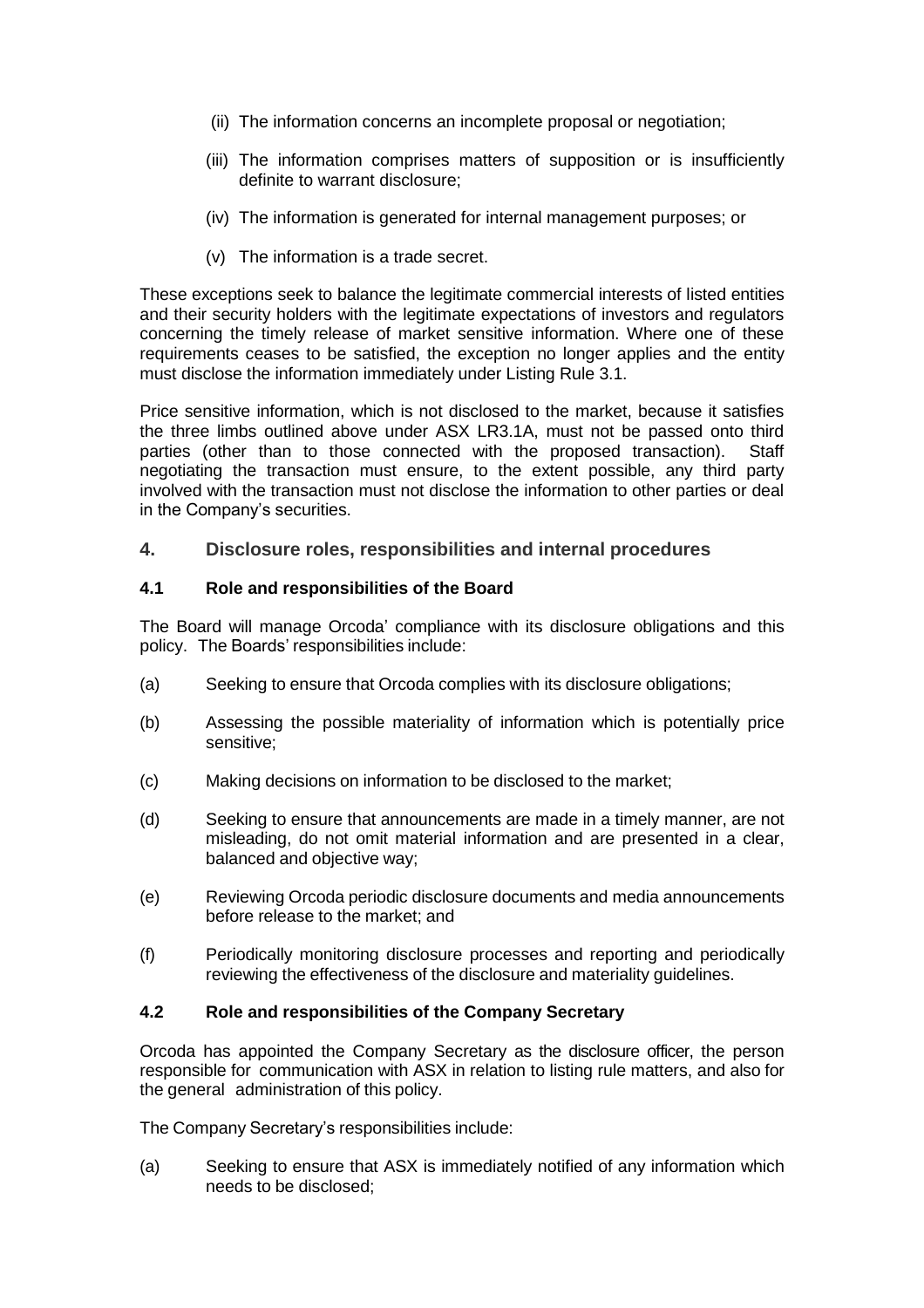(ii) The information concerns an incomplete proposal or negotiation;

(iii) The information comprises matters of supposition or is insufficiently definite to warrant disclosure;

(iv) The information is generated for internal management purposes; or

(v) The information is a trade secret.

These exceptions seek to balance the legitimate commercial interests of listed entities and their security holders with the legitimate expectations of investors and regulators concerning the timely release of market sensitive information. Where one of these requirements ceases to be satisfied, the exception no longer applies and the entity must disclose the information immediately under Listing Rule 3.1.

Price sensitive information, which is not disclosed to the market, because it satisfies the three limbs outlined above under ASX LR3.1A, must not be passed onto third parties (other than to those connected with the proposed transaction). Staff negotiating the transaction must ensure, to the extent possible, any third party involved with the transaction must not disclose the information to other parties or deal in the Company's securities.

## 4. Disclosure roles, responsibilities and internal procedures

### 4.1 Role and responsibilities of the Board

The Board will manage Orcoda' compliance with its disclosure obligations and this policy. The Boards' responsibilities include:

(a) Seeking to ensure that Orcoda complies with its disclosure obligations;

(b) Assessing the possible materiality of information which is potentially price sensitive;

(c) Making decisions on information to be disclosed to the market;

(d) Seeking to ensure that announcements are made in a timely manner, are not misleading, do not omit material information and are presented in a clear, balanced and objective way;

(e) Reviewing Orcoda periodic disclosure documents and media announcements before release to the market; and

(f) Periodically monitoring disclosure processes and reporting and periodically reviewing the effectiveness of the disclosure and materiality guidelines.

### 4.2 Role and responsibilities of the Company Secretary

Orcoda has appointed the Company Secretary as the disclosure officer, the person responsible for communication with ASX in relation to listing rule matters, and also for the general administration of this policy.

The Company Secretary's responsibilities include:

(a) Seeking to ensure that ASX is immediately notified of any information which needs to be disclosed;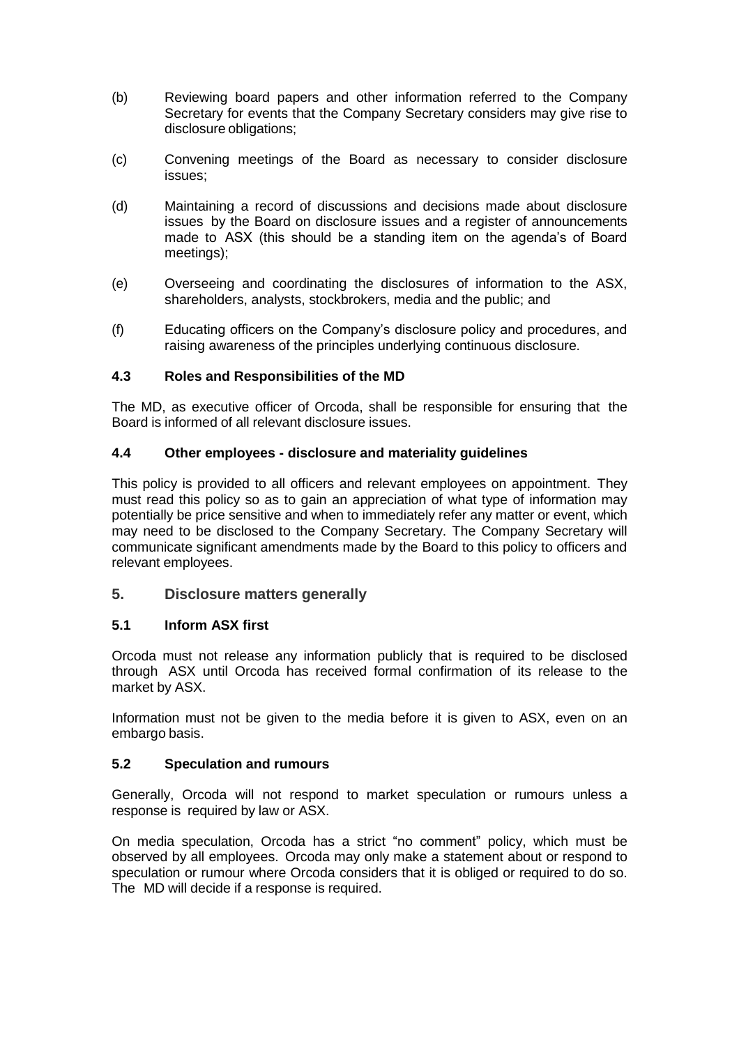(b) Reviewing board papers and other information referred to the Company Secretary for events that the Company Secretary considers may give rise to disclosure obligations;

(c) Convening meetings of the Board as necessary to consider disclosure issues;

(d) Maintaining a record of discussions and decisions made about disclosure issues by the Board on disclosure issues and a register of announcements made to ASX (this should be a standing item on the agenda's of Board meetings);

(e) Overseeing and coordinating the disclosures of information to the ASX, shareholders, analysts, stockbrokers, media and the public; and

(f) Educating officers on the Company's disclosure policy and procedures, and raising awareness of the principles underlying continuous disclosure.

### 4.3 Roles and Responsibilities of the MD

The MD, as executive officer of Orcoda, shall be responsible for ensuring that the Board is informed of all relevant disclosure issues.

### 4.4 Other employees - disclosure and materiality guidelines

This policy is provided to all officers and relevant employees on appointment. They must read this policy so as to gain an appreciation of what type of information may potentially be price sensitive and when to immediately refer any matter or event, which may need to be disclosed to the Company Secretary. The Company Secretary will communicate significant amendments made by the Board to this policy to officers and relevant employees.

## 5. Disclosure matters generally

### 5.1 Inform ASX first

Orcoda must not release any information publicly that is required to be disclosed through ASX until Orcoda has received formal confirmation of its release to the market by ASX.

Information must not be given to the media before it is given to ASX, even on an embargo basis.

### 5.2 Speculation and rumours

Generally, Orcoda will not respond to market speculation or rumours unless a response is required by law or ASX.

On media speculation, Orcoda has a strict "no comment" policy, which must be observed by all employees. Orcoda may only make a statement about or respond to speculation or rumour where Orcoda considers that it is obliged or required to do so. The MD will decide if a response is required.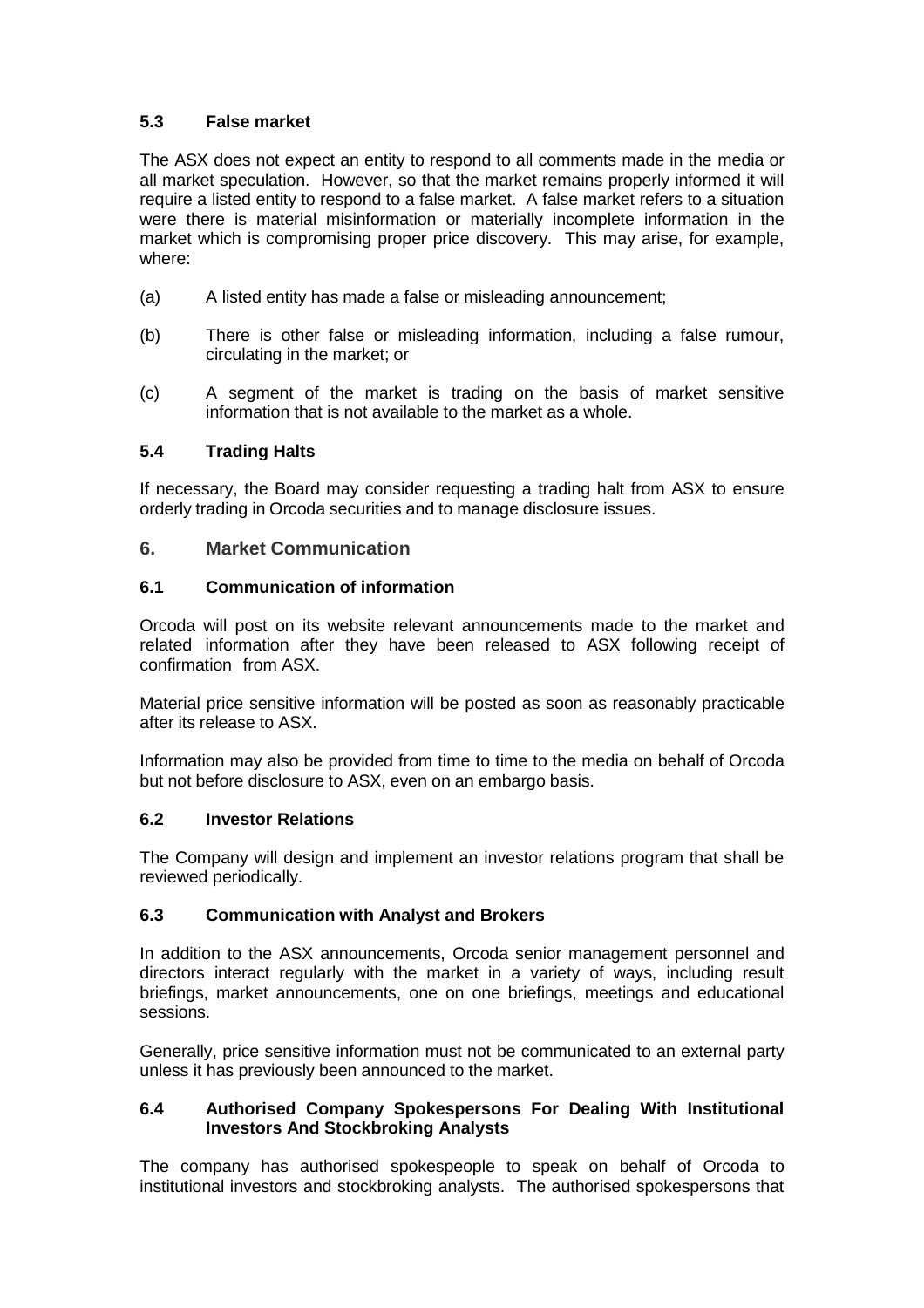### 5.3 False market

The ASX does not expect an entity to respond to all comments made in the media or all market speculation. However, so that the market remains properly informed it will require a listed entity to respond to a false market. A false market refers to a situation were there is material misinformation or materially incomplete information in the market which is compromising proper price discovery. This may arise, for example, where:

(a) A listed entity has made a false or misleading announcement;

(b) There is other false or misleading information, including a false rumour, circulating in the market; or

(c) A segment of the market is trading on the basis of market sensitive information that is not available to the market as a whole.

### 5.4 Trading Halts

If necessary, the Board may consider requesting a trading halt from ASX to ensure orderly trading in Orcoda securities and to manage disclosure issues.

## 6. Market Communication

### 6.1 Communication of information

Orcoda will post on its website relevant announcements made to the market and related information after they have been released to ASX following receipt of confirmation from ASX.

Material price sensitive information will be posted as soon as reasonably practicable after its release to ASX.

Information may also be provided from time to time to the media on behalf of Orcoda but not before disclosure to ASX, even on an embargo basis.

### 6.2 Investor Relations

The Company will design and implement an investor relations program that shall be reviewed periodically.

### 6.3 Communication with Analyst and Brokers

In addition to the ASX announcements, Orcoda senior management personnel and directors interact regularly with the market in a variety of ways, including result briefings, market announcements, one on one briefings, meetings and educational sessions.

Generally, price sensitive information must not be communicated to an external party unless it has previously been announced to the market.

### 6.4 Authorised Company Spokespersons For Dealing With Institutional Investors And Stockbroking Analysts

The company has authorised spokespeople to speak on behalf of Orcoda to institutional investors and stockbroking analysts. The authorised spokespersons that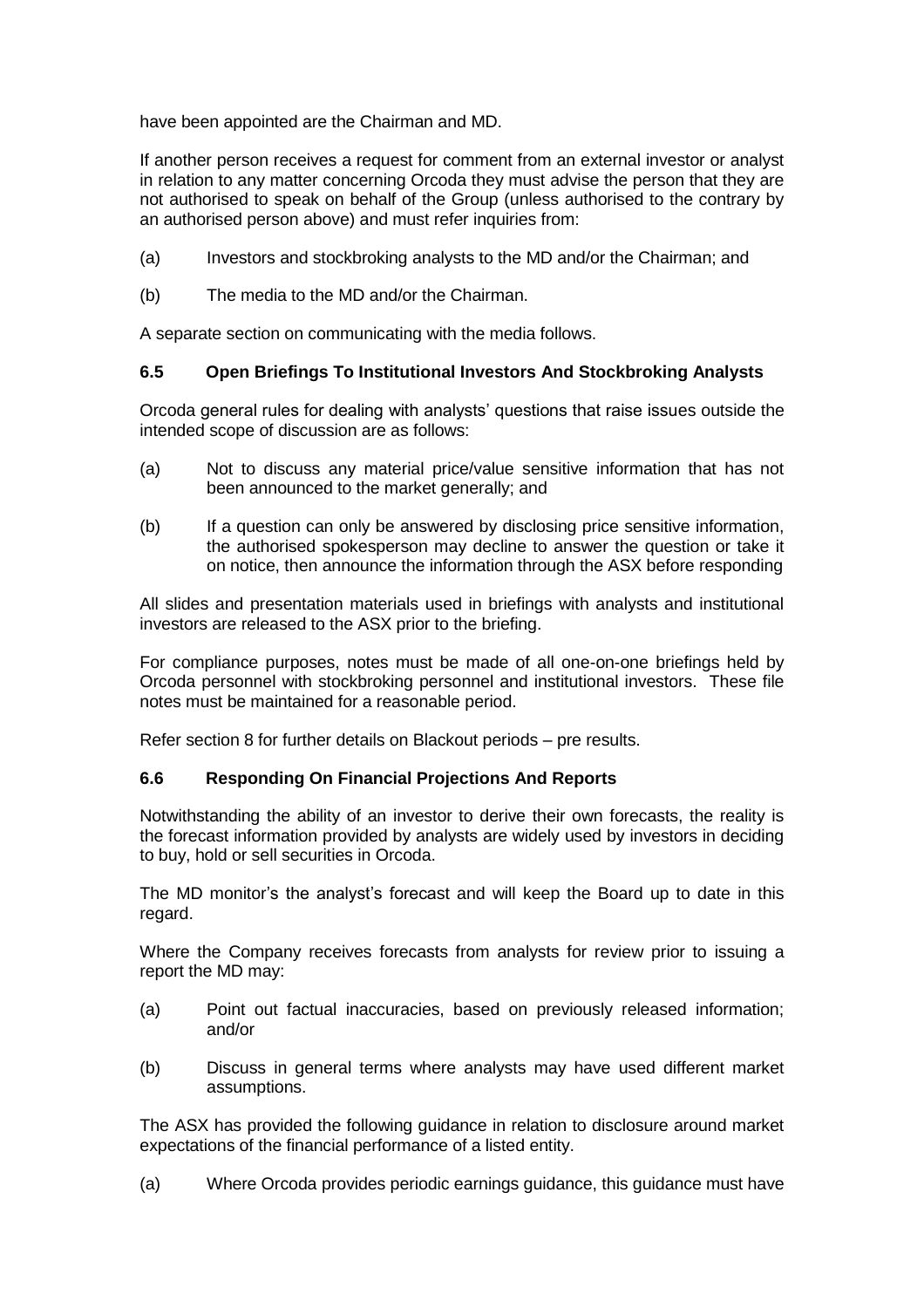have been appointed are the Chairman and MD.

If another person receives a request for comment from an external investor or analyst in relation to any matter concerning Orcoda they must advise the person that they are not authorised to speak on behalf of the Group (unless authorised to the contrary by an authorised person above) and must refer inquiries from:

(a) Investors and stockbroking analysts to the MD and/or the Chairman; and

(b) The media to the MD and/or the Chairman.

A separate section on communicating with the media follows.

### 6.5 Open Briefings To Institutional Investors And Stockbroking Analysts

Orcoda general rules for dealing with analysts' questions that raise issues outside the intended scope of discussion are as follows:

(a) Not to discuss any material price/value sensitive information that has not been announced to the market generally; and

(b) If a question can only be answered by disclosing price sensitive information, the authorised spokesperson may decline to answer the question or take it on notice, then announce the information through the ASX before responding

All slides and presentation materials used in briefings with analysts and institutional investors are released to the ASX prior to the briefing.

For compliance purposes, notes must be made of all one-on-one briefings held by Orcoda personnel with stockbroking personnel and institutional investors. These file notes must be maintained for a reasonable period.

Refer section 8 for further details on Blackout periods – pre results.

### 6.6 Responding On Financial Projections And Reports

Notwithstanding the ability of an investor to derive their own forecasts, the reality is the forecast information provided by analysts are widely used by investors in deciding to buy, hold or sell securities in Orcoda.

The MD monitor's the analyst's forecast and will keep the Board up to date in this regard.

Where the Company receives forecasts from analysts for review prior to issuing a report the MD may:

(a) Point out factual inaccuracies, based on previously released information; and/or

(b) Discuss in general terms where analysts may have used different market assumptions.

The ASX has provided the following guidance in relation to disclosure around market expectations of the financial performance of a listed entity.

(a) Where Orcoda provides periodic earnings guidance, this guidance must have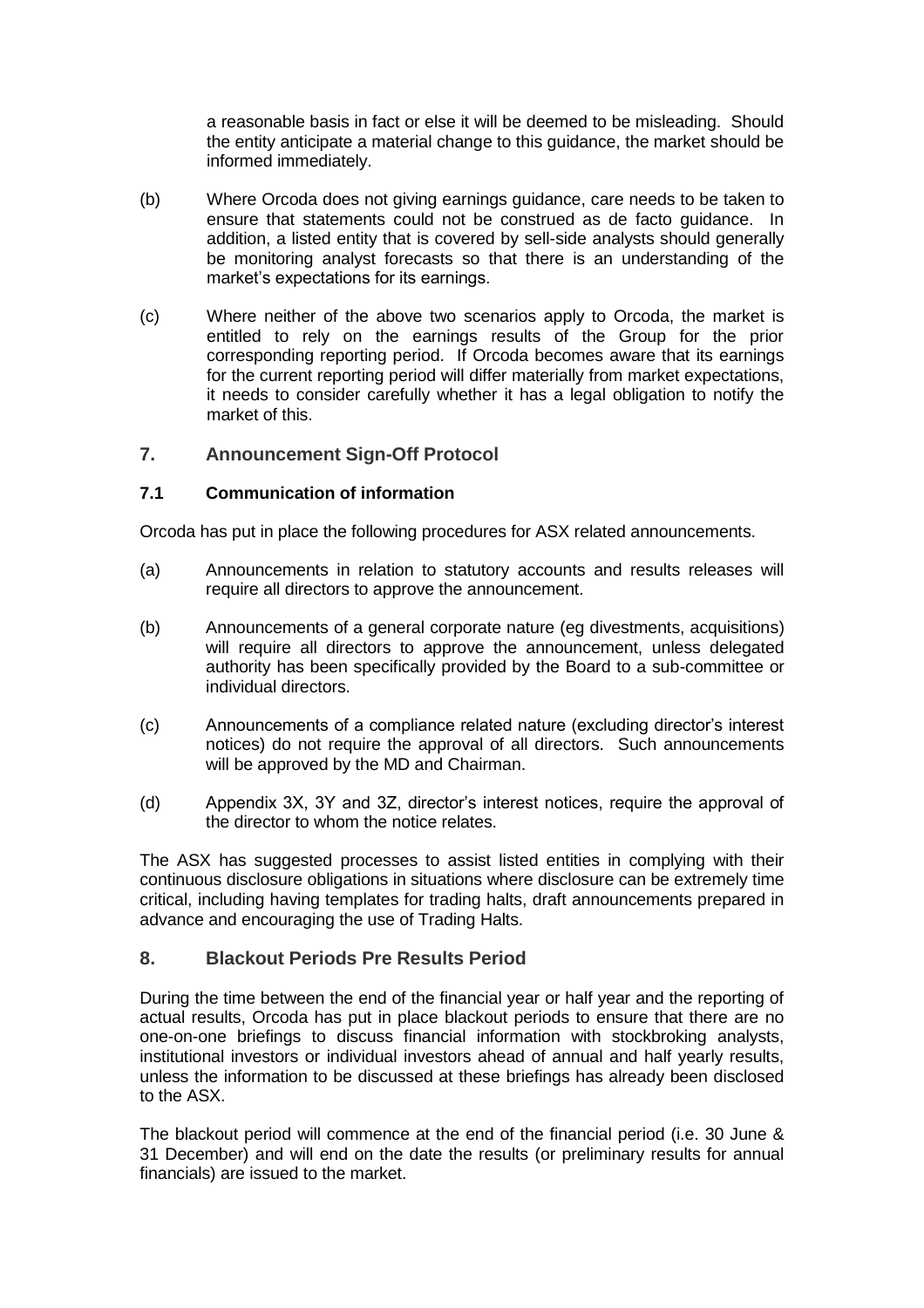a reasonable basis in fact or else it will be deemed to be misleading. Should the entity anticipate a material change to this guidance, the market should be informed immediately.

(b) Where Orcoda does not giving earnings guidance, care needs to be taken to ensure that statements could not be construed as de facto guidance. In addition, a listed entity that is covered by sell-side analysts should generally be monitoring analyst forecasts so that there is an understanding of the market's expectations for its earnings.

(c) Where neither of the above two scenarios apply to Orcoda, the market is entitled to rely on the earnings results of the Group for the prior corresponding reporting period. If Orcoda becomes aware that its earnings for the current reporting period will differ materially from market expectations, it needs to consider carefully whether it has a legal obligation to notify the market of this.

## 7. Announcement Sign-Off Protocol

### 7.1 Communication of information

Orcoda has put in place the following procedures for ASX related announcements.

(a) Announcements in relation to statutory accounts and results releases will require all directors to approve the announcement.

(b) Announcements of a general corporate nature (eg divestments, acquisitions) will require all directors to approve the announcement, unless delegated authority has been specifically provided by the Board to a sub-committee or individual directors.

(c) Announcements of a compliance related nature (excluding director's interest notices) do not require the approval of all directors. Such announcements will be approved by the MD and Chairman.

(d) Appendix 3X, 3Y and 3Z, director's interest notices, require the approval of the director to whom the notice relates.

The ASX has suggested processes to assist listed entities in complying with their continuous disclosure obligations in situations where disclosure can be extremely time critical, including having templates for trading halts, draft announcements prepared in advance and encouraging the use of Trading Halts.

## 8. Blackout Periods Pre Results Period

During the time between the end of the financial year or half year and the reporting of actual results, Orcoda has put in place blackout periods to ensure that there are no one-on-one briefings to discuss financial information with stockbroking analysts, institutional investors or individual investors ahead of annual and half yearly results, unless the information to be discussed at these briefings has already been disclosed to the ASX.

The blackout period will commence at the end of the financial period (i.e. 30 June & 31 December) and will end on the date the results (or preliminary results for annual financials) are issued to the market.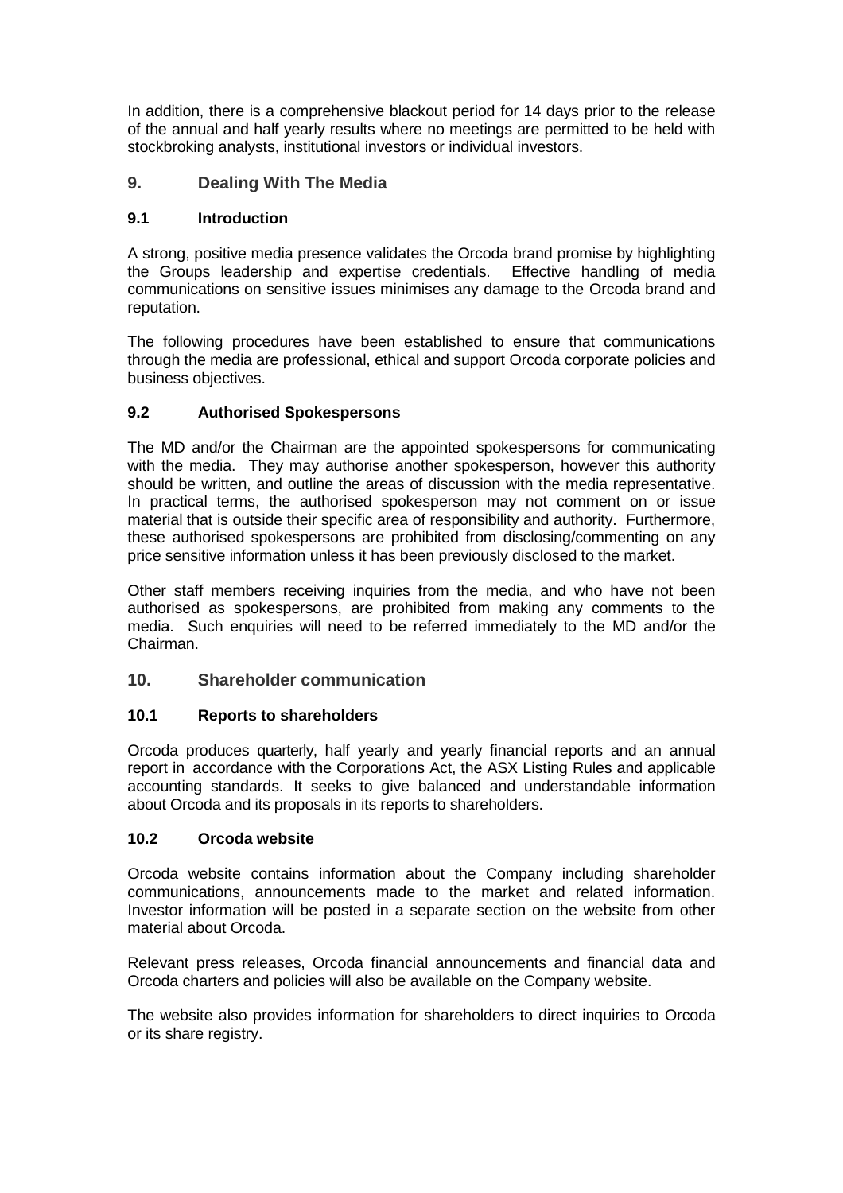In addition, there is a comprehensive blackout period for 14 days prior to the release of the annual and half yearly results where no meetings are permitted to be held with stockbroking analysts, institutional investors or individual investors.

## 9. Dealing With The Media

### 9.1 Introduction

A strong, positive media presence validates the Orcoda brand promise by highlighting the Groups leadership and expertise credentials. Effective handling of media communications on sensitive issues minimises any damage to the Orcoda brand and reputation.

The following procedures have been established to ensure that communications through the media are professional, ethical and support Orcoda corporate policies and business objectives.

### 9.2 Authorised Spokespersons

The MD and/or the Chairman are the appointed spokespersons for communicating with the media. They may authorise another spokesperson, however this authority should be written, and outline the areas of discussion with the media representative. In practical terms, the authorised spokesperson may not comment on or issue material that is outside their specific area of responsibility and authority. Furthermore, these authorised spokespersons are prohibited from disclosing/commenting on any price sensitive information unless it has been previously disclosed to the market.

Other staff members receiving inquiries from the media, and who have not been authorised as spokespersons, are prohibited from making any comments to the media. Such enquiries will need to be referred immediately to the MD and/or the Chairman.

## 10. Shareholder communication

### 10.1 Reports to shareholders

Orcoda produces quarterly, half yearly and yearly financial reports and an annual report in accordance with the Corporations Act, the ASX Listing Rules and applicable accounting standards. It seeks to give balanced and understandable information about Orcoda and its proposals in its reports to shareholders.

### 10.2 Orcoda website

Orcoda website contains information about the Company including shareholder communications, announcements made to the market and related information. Investor information will be posted in a separate section on the website from other material about Orcoda.

Relevant press releases, Orcoda financial announcements and financial data and Orcoda charters and policies will also be available on the Company website.

The website also provides information for shareholders to direct inquiries to Orcoda or its share registry.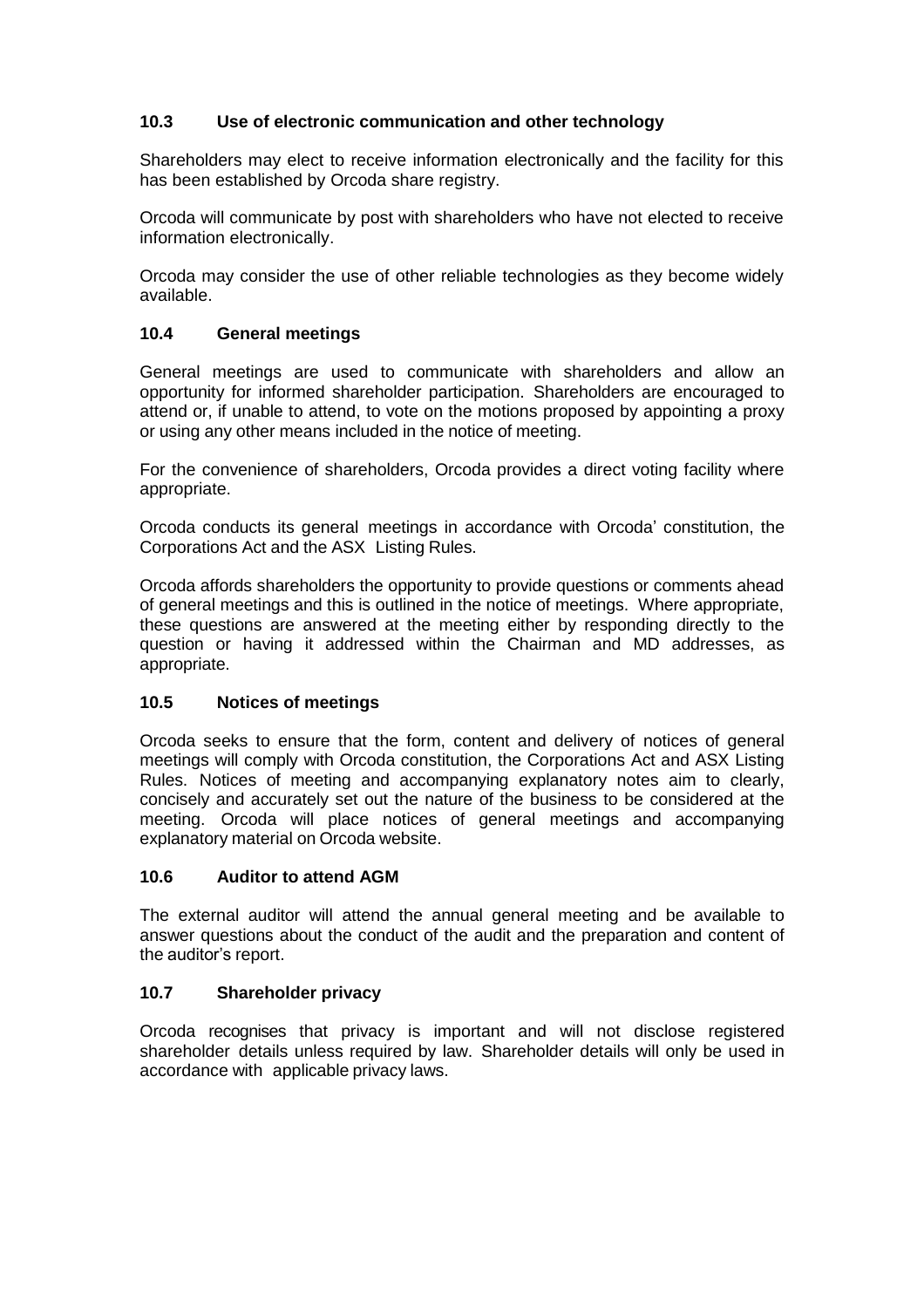### 10.3 Use of electronic communication and other technology

Shareholders may elect to receive information electronically and the facility for this has been established by Orcoda share registry.

Orcoda will communicate by post with shareholders who have not elected to receive information electronically.

Orcoda may consider the use of other reliable technologies as they become widely available.

### 10.4 General meetings

General meetings are used to communicate with shareholders and allow an opportunity for informed shareholder participation. Shareholders are encouraged to attend or, if unable to attend, to vote on the motions proposed by appointing a proxy or using any other means included in the notice of meeting.

For the convenience of shareholders, Orcoda provides a direct voting facility where appropriate.

Orcoda conducts its general meetings in accordance with Orcoda' constitution, the Corporations Act and the ASX Listing Rules.

Orcoda affords shareholders the opportunity to provide questions or comments ahead of general meetings and this is outlined in the notice of meetings. Where appropriate, these questions are answered at the meeting either by responding directly to the question or having it addressed within the Chairman and MD addresses, as appropriate.

### 10.5 Notices of meetings

Orcoda seeks to ensure that the form, content and delivery of notices of general meetings will comply with Orcoda constitution, the Corporations Act and ASX Listing Rules. Notices of meeting and accompanying explanatory notes aim to clearly, concisely and accurately set out the nature of the business to be considered at the meeting. Orcoda will place notices of general meetings and accompanying explanatory material on Orcoda website.

### 10.6 Auditor to attend AGM

The external auditor will attend the annual general meeting and be available to answer questions about the conduct of the audit and the preparation and content of the auditor's report.

### 10.7 Shareholder privacy

Orcoda recognises that privacy is important and will not disclose registered shareholder details unless required by law. Shareholder details will only be used in accordance with applicable privacy laws.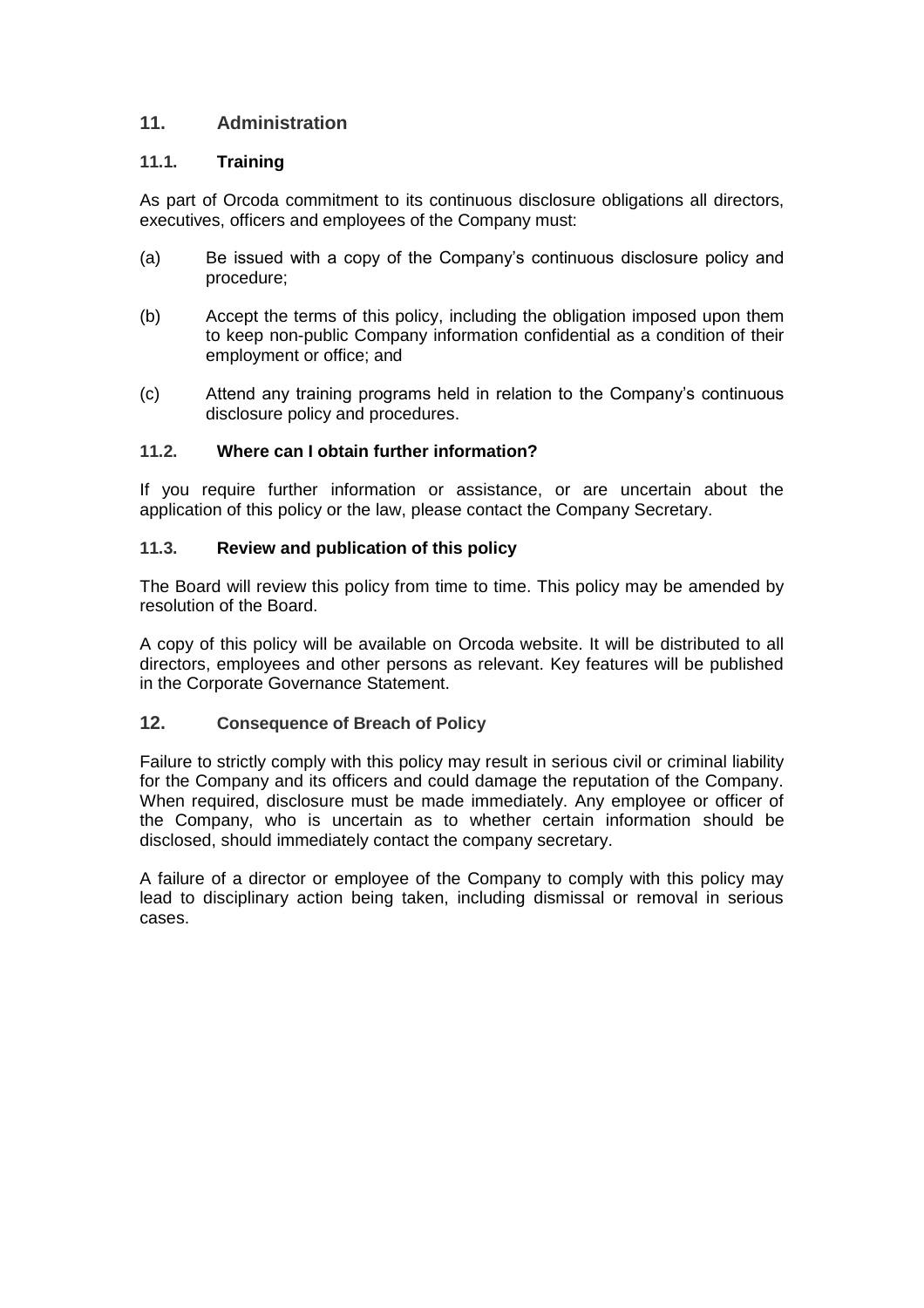## 11. Administration

### 11.1. Training

As part of Orcoda commitment to its continuous disclosure obligations all directors, executives, officers and employees of the Company must:

(a) Be issued with a copy of the Company's continuous disclosure policy and procedure;

(b) Accept the terms of this policy, including the obligation imposed upon them to keep non-public Company information confidential as a condition of their employment or office; and

(c) Attend any training programs held in relation to the Company's continuous disclosure policy and procedures.

### 11.2. Where can I obtain further information?

If you require further information or assistance, or are uncertain about the application of this policy or the law, please contact the Company Secretary.

### 11.3. Review and publication of this policy

The Board will review this policy from time to time. This policy may be amended by resolution of the Board.

A copy of this policy will be available on Orcoda website. It will be distributed to all directors, employees and other persons as relevant. Key features will be published in the Corporate Governance Statement.

## 12. Consequence of Breach of Policy

Failure to strictly comply with this policy may result in serious civil or criminal liability for the Company and its officers and could damage the reputation of the Company. When required, disclosure must be made immediately. Any employee or officer of the Company, who is uncertain as to whether certain information should be disclosed, should immediately contact the company secretary.

A failure of a director or employee of the Company to comply with this policy may lead to disciplinary action being taken, including dismissal or removal in serious cases.